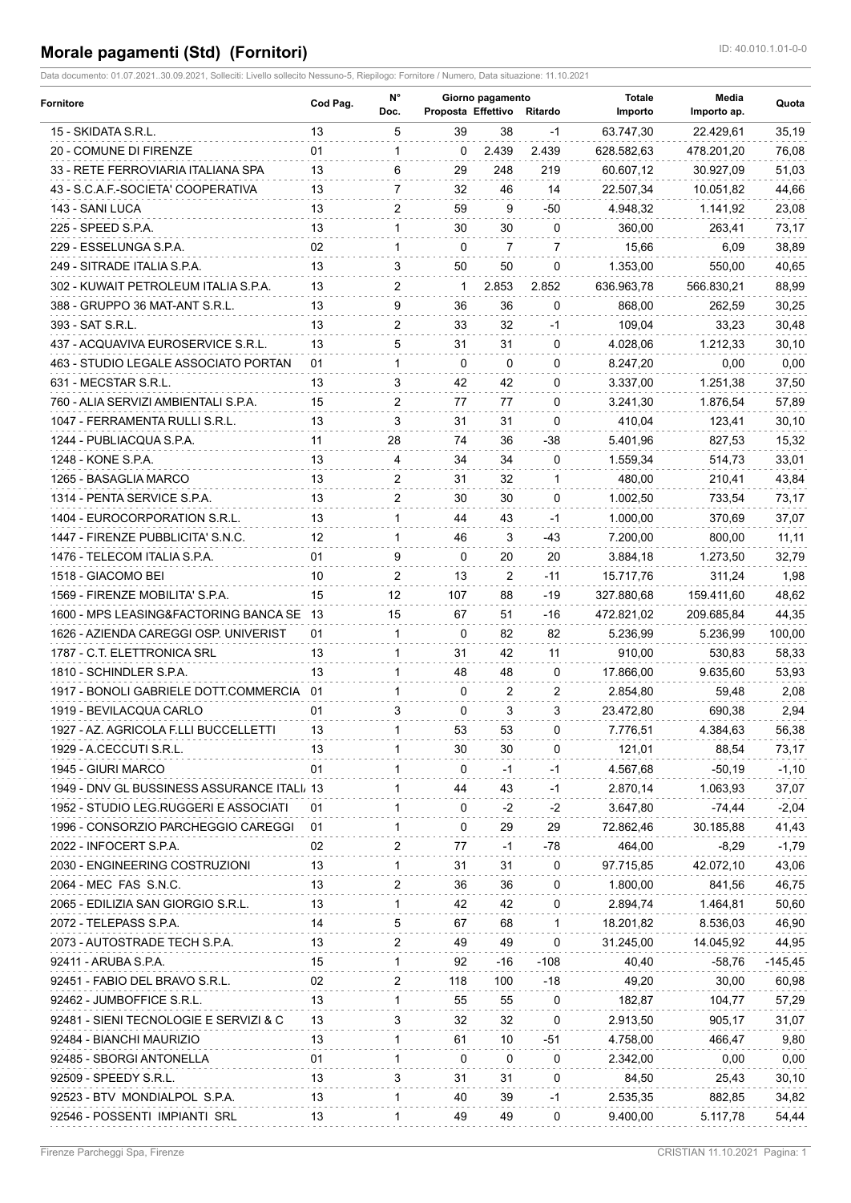# Morale pagamenti (Std) (Fornitori)

ID: 40.010.1.01-0-0

Data documento: 01.07.2021..30.09.2021, Solleciti: Livello sollecito Nessuno-5, Riepilogo: Fornitore / Numero, Data situazione: 11.10.2021

| Fornitore | Cod Pag. | N° Doc. | Giorno pagamento Proposta | Giorno pagamento Effettivo | Ritardo | Totale Importo | Media Importo ap. | Quota |
|---|---|---|---|---|---|---|---|---|
| 15 - SKIDATA S.R.L. | 13 | 5 | 39 | 38 | -1 | 63.747,30 | 22.429,61 | 35,19 |
| 20 - COMUNE DI FIRENZE | 01 | 1 | 0 | 2.439 | 2.439 | 628.582,63 | 478.201,20 | 76,08 |
| 33 - RETE FERROVIARIA ITALIANA SPA | 13 | 6 | 29 | 248 | 219 | 60.607,12 | 30.927,09 | 51,03 |
| 43 - S.C.A.F.-SOCIETA' COOPERATIVA | 13 | 7 | 32 | 46 | 14 | 22.507,34 | 10.051,82 | 44,66 |
| 143 - SANI LUCA | 13 | 2 | 59 | 9 | -50 | 4.948,32 | 1.141,92 | 23,08 |
| 225 - SPEED S.P.A. | 13 | 1 | 30 | 30 | 0 | 360,00 | 263,41 | 73,17 |
| 229 - ESSELUNGA S.P.A. | 02 | 1 | 0 | 7 | 7 | 15,66 | 6,09 | 38,89 |
| 249 - SITRADE ITALIA S.P.A. | 13 | 3 | 50 | 50 | 0 | 1.353,00 | 550,00 | 40,65 |
| 302 - KUWAIT PETROLEUM ITALIA S.P.A. | 13 | 2 | 1 | 2.853 | 2.852 | 636.963,78 | 566.830,21 | 88,99 |
| 388 - GRUPPO 36 MAT-ANT S.R.L. | 13 | 9 | 36 | 36 | 0 | 868,00 | 262,59 | 30,25 |
| 393 - SAT S.R.L. | 13 | 2 | 33 | 32 | -1 | 109,04 | 33,23 | 30,48 |
| 437 - ACQUAVIVA EUROSERVICE S.R.L. | 13 | 5 | 31 | 31 | 0 | 4.028,06 | 1.212,33 | 30,10 |
| 463 - STUDIO LEGALE ASSOCIATO PORTAN | 01 | 1 | 0 | 0 | 0 | 8.247,20 | 0,00 | 0,00 |
| 631 - MECSTAR S.R.L. | 13 | 3 | 42 | 42 | 0 | 3.337,00 | 1.251,38 | 37,50 |
| 760 - ALIA SERVIZI AMBIENTALI S.P.A. | 15 | 2 | 77 | 77 | 0 | 3.241,30 | 1.876,54 | 57,89 |
| 1047 - FERRAMENTA RULLI S.R.L. | 13 | 3 | 31 | 31 | 0 | 410,04 | 123,41 | 30,10 |
| 1244 - PUBLIACQUA S.P.A. | 11 | 28 | 74 | 36 | -38 | 5.401,96 | 827,53 | 15,32 |
| 1248 - KONE S.P.A. | 13 | 4 | 34 | 34 | 0 | 1.559,34 | 514,73 | 33,01 |
| 1265 - BASAGLIA MARCO | 13 | 2 | 31 | 32 | 1 | 480,00 | 210,41 | 43,84 |
| 1314 - PENTA SERVICE S.P.A. | 13 | 2 | 30 | 30 | 0 | 1.002,50 | 733,54 | 73,17 |
| 1404 - EUROCORPORATION S.R.L. | 13 | 1 | 44 | 43 | -1 | 1.000,00 | 370,69 | 37,07 |
| 1447 - FIRENZE PUBBLICITA' S.N.C. | 12 | 1 | 46 | 3 | -43 | 7.200,00 | 800,00 | 11,11 |
| 1476 - TELECOM ITALIA S.P.A. | 01 | 9 | 0 | 20 | 20 | 3.884,18 | 1.273,50 | 32,79 |
| 1518 - GIACOMO BEI | 10 | 2 | 13 | 2 | -11 | 15.717,76 | 311,24 | 1,98 |
| 1569 - FIRENZE MOBILITA' S.P.A. | 15 | 12 | 107 | 88 | -19 | 327.880,68 | 159.411,60 | 48,62 |
| 1600 - MPS LEASING&FACTORING BANCA SE | 13 | 15 | 67 | 51 | -16 | 472.821,02 | 209.685,84 | 44,35 |
| 1626 - AZIENDA CAREGGI OSP. UNIVERIST | 01 | 1 | 0 | 82 | 82 | 5.236,99 | 5.236,99 | 100,00 |
| 1787 - C.T. ELETTRONICA SRL | 13 | 1 | 31 | 42 | 11 | 910,00 | 530,83 | 58,33 |
| 1810 - SCHINDLER S.P.A. | 13 | 1 | 48 | 48 | 0 | 17.866,00 | 9.635,60 | 53,93 |
| 1917 - BONOLI GABRIELE DOTT.COMMERCIA | 01 | 1 | 0 | 2 | 2 | 2.854,80 | 59,48 | 2,08 |
| 1919 - BEVILACQUA CARLO | 01 | 3 | 0 | 3 | 3 | 23.472,80 | 690,38 | 2,94 |
| 1927 - AZ. AGRICOLA F.LLI BUCCELLETTI | 13 | 1 | 53 | 53 | 0 | 7.776,51 | 4.384,63 | 56,38 |
| 1929 - A.CECCUTI S.R.L. | 13 | 1 | 30 | 30 | 0 | 121,01 | 88,54 | 73,17 |
| 1945 - GIURI MARCO | 01 | 1 | 0 | -1 | -1 | 4.567,68 | -50,19 | -1,10 |
| 1949 - DNV GL BUSSINESS ASSURANCE ITALI | 13 | 1 | 44 | 43 | -1 | 2.870,14 | 1.063,93 | 37,07 |
| 1952 - STUDIO LEG.RUGGERI E ASSOCIATI | 01 | 1 | 0 | -2 | -2 | 3.647,80 | -74,44 | -2,04 |
| 1996 - CONSORZIO PARCHEGGIO CAREGGI | 01 | 1 | 0 | 29 | 29 | 72.862,46 | 30.185,88 | 41,43 |
| 2022 - INFOCERT S.P.A. | 02 | 2 | 77 | -1 | -78 | 464,00 | -8,29 | -1,79 |
| 2030 - ENGINEERING COSTRUZIONI | 13 | 1 | 31 | 31 | 0 | 97.715,85 | 42.072,10 | 43,06 |
| 2064 - MEC FAS S.N.C. | 13 | 2 | 36 | 36 | 0 | 1.800,00 | 841,56 | 46,75 |
| 2065 - EDILIZIA SAN GIORGIO S.R.L. | 13 | 1 | 42 | 42 | 0 | 2.894,74 | 1.464,81 | 50,60 |
| 2072 - TELEPASS S.P.A. | 14 | 5 | 67 | 68 | 1 | 18.201,82 | 8.536,03 | 46,90 |
| 2073 - AUTOSTRADE TECH S.P.A. | 13 | 2 | 49 | 49 | 0 | 31.245,00 | 14.045,92 | 44,95 |
| 92411 - ARUBA S.P.A. | 15 | 1 | 92 | -16 | -108 | 40,40 | -58,76 | -145,45 |
| 92451 - FABIO DEL BRAVO S.R.L. | 02 | 2 | 118 | 100 | -18 | 49,20 | 30,00 | 60,98 |
| 92462 - JUMBOFFICE S.R.L. | 13 | 1 | 55 | 55 | 0 | 182,87 | 104,77 | 57,29 |
| 92481 - SIENI TECNOLOGIE E SERVIZI & C | 13 | 3 | 32 | 32 | 0 | 2.913,50 | 905,17 | 31,07 |
| 92484 - BIANCHI MAURIZIO | 13 | 1 | 61 | 10 | -51 | 4.758,00 | 466,47 | 9,80 |
| 92485 - SBORGI ANTONELLA | 01 | 1 | 0 | 0 | 0 | 2.342,00 | 0,00 | 0,00 |
| 92509 - SPEEDY S.R.L. | 13 | 3 | 31 | 31 | 0 | 84,50 | 25,43 | 30,10 |
| 92523 - BTV MONDIALPOL S.P.A. | 13 | 1 | 40 | 39 | -1 | 2.535,35 | 882,85 | 34,82 |
| 92546 - POSSENTI IMPIANTI SRL | 13 | 1 | 49 | 49 | 0 | 9.400,00 | 5.117,78 | 54,44 |

Firenze Parcheggi Spa, Firenze — CRISTIAN 11.10.2021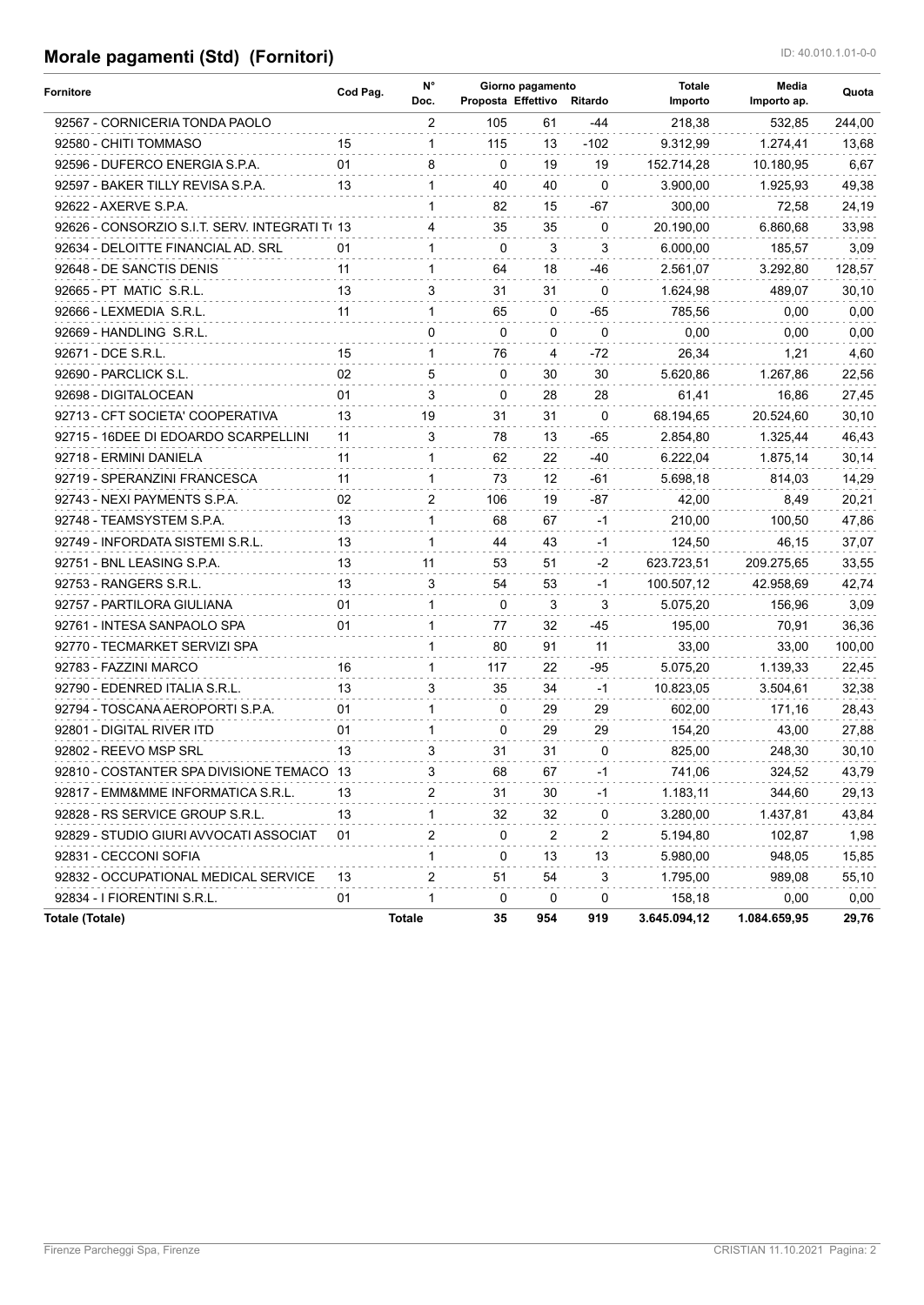## Morale pagamenti (Std) (Fornitori)

ID: 40.010.1.01-0-0

| Fornitore | Cod Pag. | N° Doc. | Giorno pagamento Proposta | Giorno pagamento Effettivo | Ritardo | Totale Importo | Media Importo ap. | Quota |
|---|---|---|---|---|---|---|---|---|
| 92567 - CORNICERIA TONDA PAOLO | | 2 | 105 | 61 | -44 | 218,38 | 532,85 | 244,00 |
| 92580 - CHITI TOMMASO | 15 | 1 | 115 | 13 | -102 | 9.312,99 | 1.274,41 | 13,68 |
| 92596 - DUFERCO ENERGIA S.P.A. | 01 | 8 | 0 | 19 | 19 | 152.714,28 | 10.180,95 | 6,67 |
| 92597 - BAKER TILLY REVISA S.P.A. | 13 | 1 | 40 | 40 | 0 | 3.900,00 | 1.925,93 | 49,38 |
| 92622 - AXERVE S.P.A. | | 1 | 82 | 15 | -67 | 300,00 | 72,58 | 24,19 |
| 92626 - CONSORZIO S.I.T. SERV. INTEGRATI T | 13 | 4 | 35 | 35 | 0 | 20.190,00 | 6.860,68 | 33,98 |
| 92634 - DELOITTE FINANCIAL AD. SRL | 01 | 1 | 0 | 3 | 3 | 6.000,00 | 185,57 | 3,09 |
| 92648 - DE SANCTIS DENIS | 11 | 1 | 64 | 18 | -46 | 2.561,07 | 3.292,80 | 128,57 |
| 92665 - PT MATIC S.R.L. | 13 | 3 | 31 | 31 | 0 | 1.624,98 | 489,07 | 30,10 |
| 92666 - LEXMEDIA S.R.L. | 11 | 1 | 65 | 0 | -65 | 785,56 | 0,00 | 0,00 |
| 92669 - HANDLING S.R.L. | | 0 | 0 | 0 | 0 | 0,00 | 0,00 | 0,00 |
| 92671 - DCE S.R.L. | 15 | 1 | 76 | 4 | -72 | 26,34 | 1,21 | 4,60 |
| 92690 - PARCLICK S.L. | 02 | 5 | 0 | 30 | 30 | 5.620,86 | 1.267,86 | 22,56 |
| 92698 - DIGITALOCEAN | 01 | 3 | 0 | 28 | 28 | 61,41 | 16,86 | 27,45 |
| 92713 - CFT SOCIETA' COOPERATIVA | 13 | 19 | 31 | 31 | 0 | 68.194,65 | 20.524,60 | 30,10 |
| 92715 - 16DEE DI EDOARDO SCARPELLINI | 11 | 3 | 78 | 13 | -65 | 2.854,80 | 1.325,44 | 46,43 |
| 92718 - ERMINI DANIELA | 11 | 1 | 62 | 22 | -40 | 6.222,04 | 1.875,14 | 30,14 |
| 92719 - SPERANZINI FRANCESCA | 11 | 1 | 73 | 12 | -61 | 5.698,18 | 814,03 | 14,29 |
| 92743 - NEXI PAYMENTS S.P.A. | 02 | 2 | 106 | 19 | -87 | 42,00 | 8,49 | 20,21 |
| 92748 - TEAMSYSTEM S.P.A. | 13 | 1 | 68 | 67 | -1 | 210,00 | 100,50 | 47,86 |
| 92749 - INFORDATA SISTEMI S.R.L. | 13 | 1 | 44 | 43 | -1 | 124,50 | 46,15 | 37,07 |
| 92751 - BNL LEASING S.P.A. | 13 | 11 | 53 | 51 | -2 | 623.723,51 | 209.275,65 | 33,55 |
| 92753 - RANGERS S.R.L. | 13 | 3 | 54 | 53 | -1 | 100.507,12 | 42.958,69 | 42,74 |
| 92757 - PARTILORA GIULIANA | 01 | 1 | 0 | 3 | 3 | 5.075,20 | 156,96 | 3,09 |
| 92761 - INTESA SANPAOLO SPA | 01 | 1 | 77 | 32 | -45 | 195,00 | 70,91 | 36,36 |
| 92770 - TECMARKET SERVIZI SPA | | 1 | 80 | 91 | 11 | 33,00 | 33,00 | 100,00 |
| 92783 - FAZZINI MARCO | 16 | 1 | 117 | 22 | -95 | 5.075,20 | 1.139,33 | 22,45 |
| 92790 - EDENRED ITALIA S.R.L. | 13 | 3 | 35 | 34 | -1 | 10.823,05 | 3.504,61 | 32,38 |
| 92794 - TOSCANA AEROPORTI S.P.A. | 01 | 1 | 0 | 29 | 29 | 602,00 | 171,16 | 28,43 |
| 92801 - DIGITAL RIVER ITD | 01 | 1 | 0 | 29 | 29 | 154,20 | 43,00 | 27,88 |
| 92802 - REEVO MSP SRL | 13 | 3 | 31 | 31 | 0 | 825,00 | 248,30 | 30,10 |
| 92810 - COSTANTER SPA DIVISIONE TEMACO | 13 | 3 | 68 | 67 | -1 | 741,06 | 324,52 | 43,79 |
| 92817 - EMM&MME INFORMATICA S.R.L. | 13 | 2 | 31 | 30 | -1 | 1.183,11 | 344,60 | 29,13 |
| 92828 - RS SERVICE GROUP S.R.L. | 13 | 1 | 32 | 32 | 0 | 3.280,00 | 1.437,81 | 43,84 |
| 92829 - STUDIO GIURI AVVOCATI ASSOCIAT | 01 | 2 | 0 | 2 | 2 | 5.194,80 | 102,87 | 1,98 |
| 92831 - CECCONI SOFIA | | 1 | 0 | 13 | 13 | 5.980,00 | 948,05 | 15,85 |
| 92832 - OCCUPATIONAL MEDICAL SERVICE | 13 | 2 | 51 | 54 | 3 | 1.795,00 | 989,08 | 55,10 |
| 92834 - I FIORENTINI S.R.L. | 01 | 1 | 0 | 0 | 0 | 158,18 | 0,00 | 0,00 |
| **Totale (Totale)** | | **Totale** | **35** | **954** | **919** | **3.645.094,12** | **1.084.659,95** | **29,76** |

Firenze Parcheggi Spa, Firenze — CRISTIAN 11.10.2021